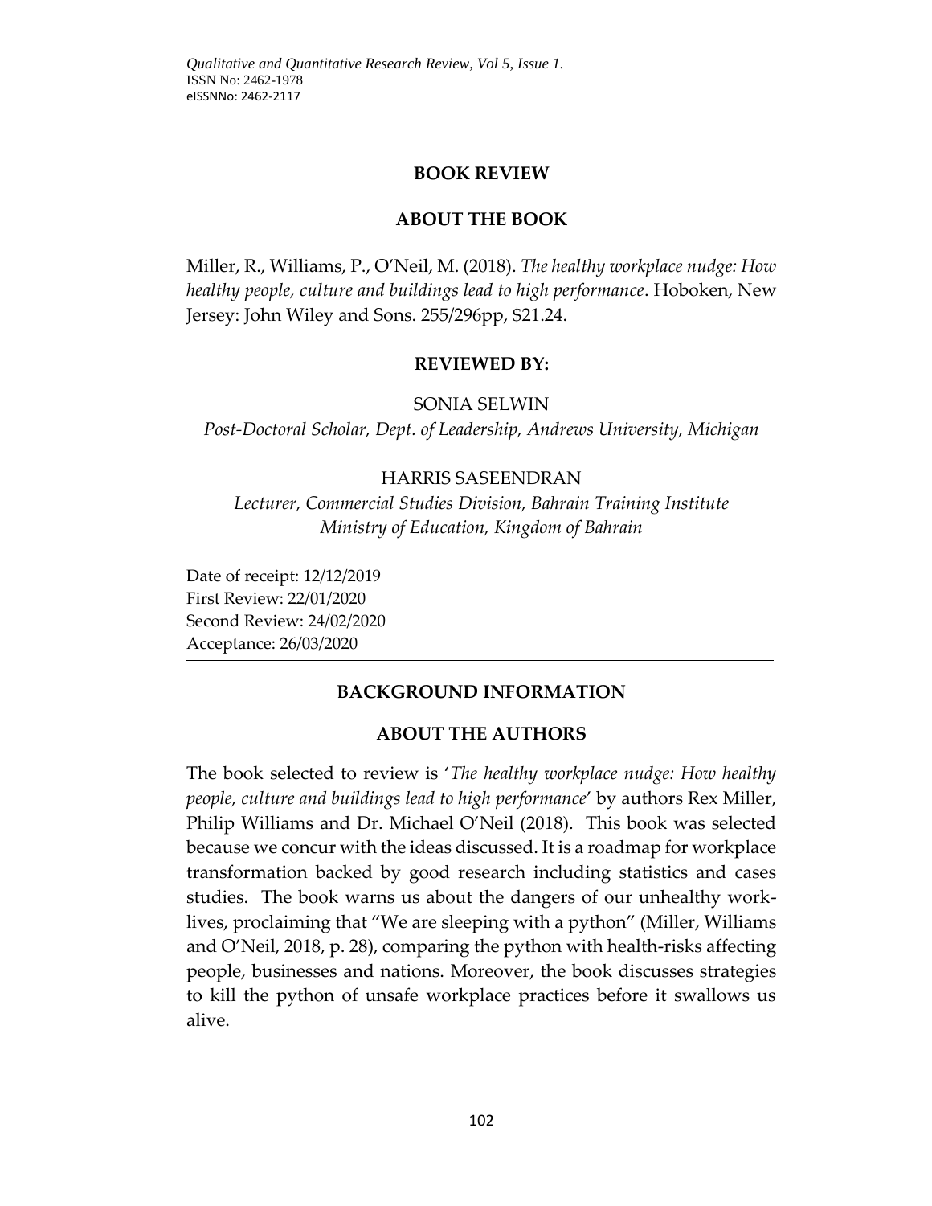## BOOK REVIEW

## ABOUT THE BOOK

Miller, R., Williams, P., O'Neil, M. (2018). *The healthy workplace nudge: How healthy people, culture and buildings lead to high performance*. Hoboken, New Jersey: John Wiley and Sons. 255/296pp, $21.24.

## REVIEWED BY:

SONIA SELWIN

*Post-Doctoral Scholar, Dept. of Leadership, Andrews University, Michigan*

HARRIS SASEENDRAN

*Lecturer, Commercial Studies Division, Bahrain Training Institute*
*Ministry of Education, Kingdom of Bahrain*

Date of receipt: 12/12/2019
First Review: 22/01/2020
Second Review: 24/02/2020
Acceptance: 26/03/2020

---

## BACKGROUND INFORMATION

## ABOUT THE AUTHORS

The book selected to review is '*The healthy workplace nudge: How healthy people, culture and buildings lead to high performance*' by authors Rex Miller, Philip Williams and Dr. Michael O'Neil (2018). This book was selected because we concur with the ideas discussed. It is a roadmap for workplace transformation backed by good research including statistics and cases studies. The book warns us about the dangers of our unhealthy work-lives, proclaiming that "We are sleeping with a python" (Miller, Williams and O'Neil, 2018, p. 28), comparing the python with health-risks affecting people, businesses and nations. Moreover, the book discusses strategies to kill the python of unsafe workplace practices before it swallows us alive.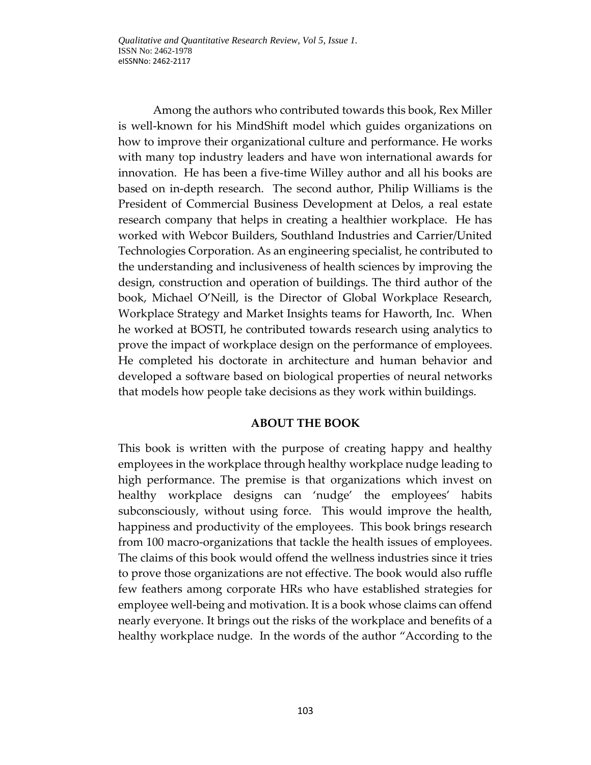Among the authors who contributed towards this book, Rex Miller is well-known for his MindShift model which guides organizations on how to improve their organizational culture and performance. He works with many top industry leaders and have won international awards for innovation. He has been a five-time Willey author and all his books are based on in-depth research. The second author, Philip Williams is the President of Commercial Business Development at Delos, a real estate research company that helps in creating a healthier workplace. He has worked with Webcor Builders, Southland Industries and Carrier/United Technologies Corporation. As an engineering specialist, he contributed to the understanding and inclusiveness of health sciences by improving the design, construction and operation of buildings. The third author of the book, Michael O'Neill, is the Director of Global Workplace Research, Workplace Strategy and Market Insights teams for Haworth, Inc. When he worked at BOSTI, he contributed towards research using analytics to prove the impact of workplace design on the performance of employees. He completed his doctorate in architecture and human behavior and developed a software based on biological properties of neural networks that models how people take decisions as they work within buildings.

## ABOUT THE BOOK

This book is written with the purpose of creating happy and healthy employees in the workplace through healthy workplace nudge leading to high performance. The premise is that organizations which invest on healthy workplace designs can 'nudge' the employees' habits subconsciously, without using force. This would improve the health, happiness and productivity of the employees. This book brings research from 100 macro-organizations that tackle the health issues of employees. The claims of this book would offend the wellness industries since it tries to prove those organizations are not effective. The book would also ruffle few feathers among corporate HRs who have established strategies for employee well-being and motivation. It is a book whose claims can offend nearly everyone. It brings out the risks of the workplace and benefits of a healthy workplace nudge. In the words of the author "According to the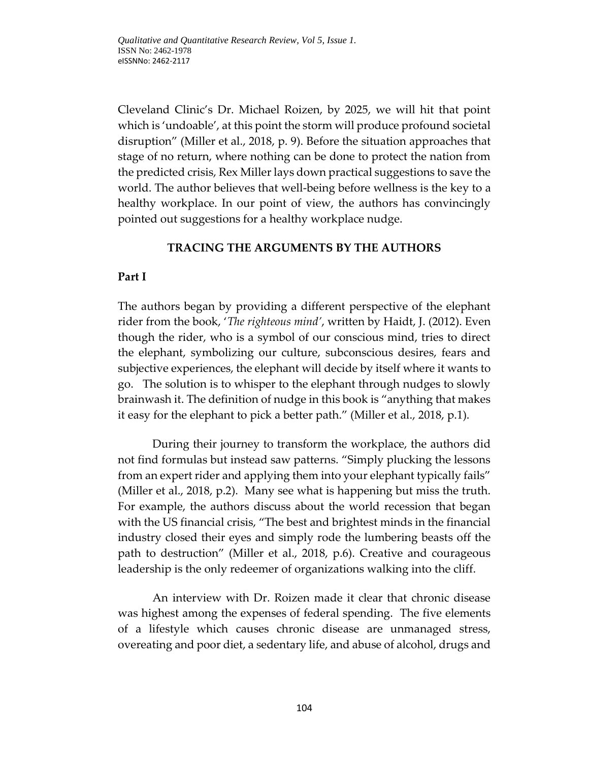Cleveland Clinic's Dr. Michael Roizen, by 2025, we will hit that point which is 'undoable', at this point the storm will produce profound societal disruption" (Miller et al., 2018, p. 9). Before the situation approaches that stage of no return, where nothing can be done to protect the nation from the predicted crisis, Rex Miller lays down practical suggestions to save the world. The author believes that well-being before wellness is the key to a healthy workplace. In our point of view, the authors has convincingly pointed out suggestions for a healthy workplace nudge.

## TRACING THE ARGUMENTS BY THE AUTHORS

**Part I**

The authors began by providing a different perspective of the elephant rider from the book, '*The righteous mind'*, written by Haidt, J. (2012). Even though the rider, who is a symbol of our conscious mind, tries to direct the elephant, symbolizing our culture, subconscious desires, fears and subjective experiences, the elephant will decide by itself where it wants to go. The solution is to whisper to the elephant through nudges to slowly brainwash it. The definition of nudge in this book is "anything that makes it easy for the elephant to pick a better path." (Miller et al., 2018, p.1).

During their journey to transform the workplace, the authors did not find formulas but instead saw patterns. "Simply plucking the lessons from an expert rider and applying them into your elephant typically fails" (Miller et al., 2018, p.2). Many see what is happening but miss the truth. For example, the authors discuss about the world recession that began with the US financial crisis, "The best and brightest minds in the financial industry closed their eyes and simply rode the lumbering beasts off the path to destruction" (Miller et al., 2018, p.6). Creative and courageous leadership is the only redeemer of organizations walking into the cliff.

An interview with Dr. Roizen made it clear that chronic disease was highest among the expenses of federal spending. The five elements of a lifestyle which causes chronic disease are unmanaged stress, overeating and poor diet, a sedentary life, and abuse of alcohol, drugs and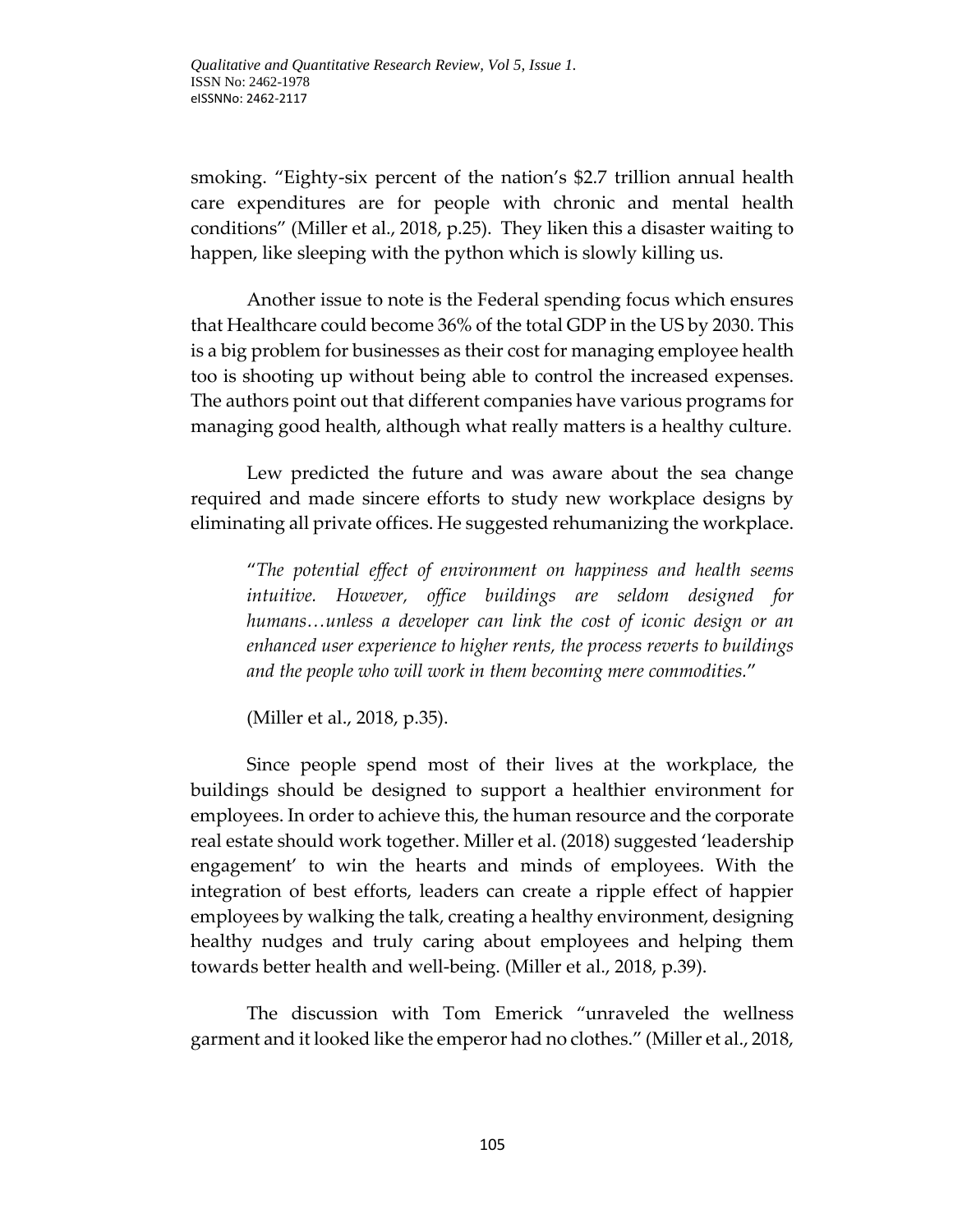smoking. “Eighty-six percent of the nation’s $2.7 trillion annual health care expenditures are for people with chronic and mental health conditions” (Miller et al., 2018, p.25). They liken this a disaster waiting to happen, like sleeping with the python which is slowly killing us.

Another issue to note is the Federal spending focus which ensures that Healthcare could become 36% of the total GDP in the US by 2030. This is a big problem for businesses as their cost for managing employee health too is shooting up without being able to control the increased expenses. The authors point out that different companies have various programs for managing good health, although what really matters is a healthy culture.

Lew predicted the future and was aware about the sea change required and made sincere efforts to study new workplace designs by eliminating all private offices. He suggested rehumanizing the workplace.

> “*The potential effect of environment on happiness and health seems intuitive. However, office buildings are seldom designed for humans…unless a developer can link the cost of iconic design or an enhanced user experience to higher rents, the process reverts to buildings and the people who will work in them becoming mere commodities.*”
>
> (Miller et al., 2018, p.35).

Since people spend most of their lives at the workplace, the buildings should be designed to support a healthier environment for employees. In order to achieve this, the human resource and the corporate real estate should work together. Miller et al. (2018) suggested ‘leadership engagement’ to win the hearts and minds of employees. With the integration of best efforts, leaders can create a ripple effect of happier employees by walking the talk, creating a healthy environment, designing healthy nudges and truly caring about employees and helping them towards better health and well-being. (Miller et al., 2018, p.39).

The discussion with Tom Emerick “unraveled the wellness garment and it looked like the emperor had no clothes.” (Miller et al., 2018,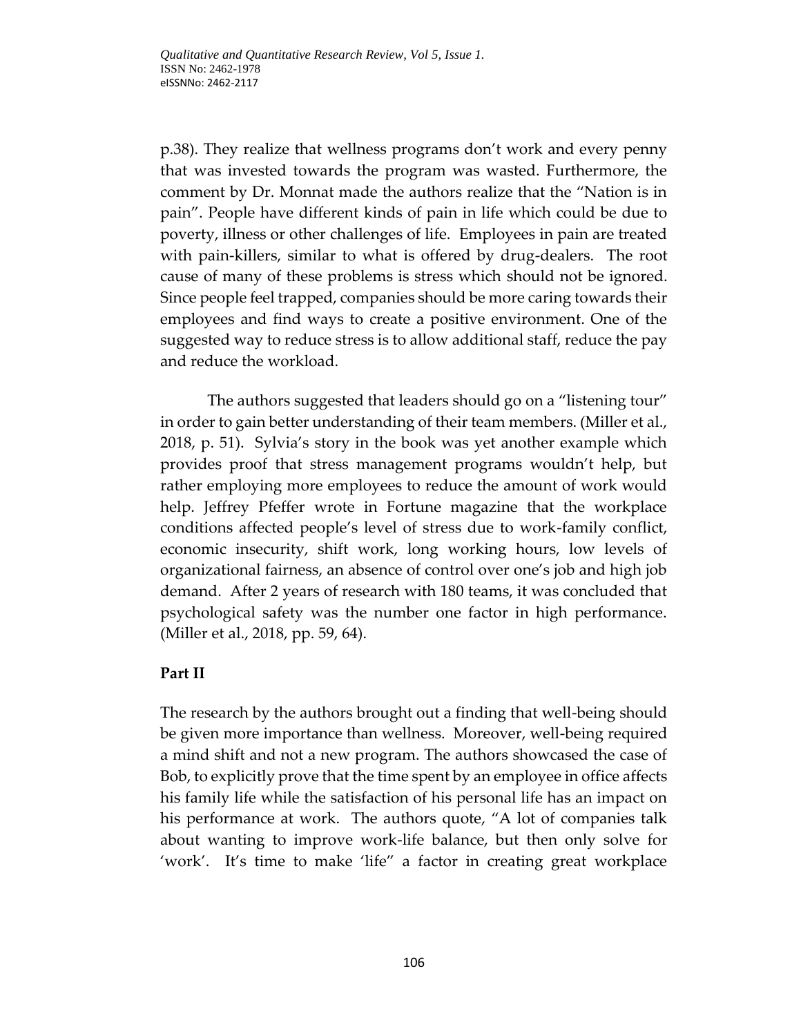p.38). They realize that wellness programs don't work and every penny that was invested towards the program was wasted. Furthermore, the comment by Dr. Monnat made the authors realize that the "Nation is in pain". People have different kinds of pain in life which could be due to poverty, illness or other challenges of life. Employees in pain are treated with pain-killers, similar to what is offered by drug-dealers. The root cause of many of these problems is stress which should not be ignored. Since people feel trapped, companies should be more caring towards their employees and find ways to create a positive environment. One of the suggested way to reduce stress is to allow additional staff, reduce the pay and reduce the workload.

The authors suggested that leaders should go on a "listening tour" in order to gain better understanding of their team members. (Miller et al., 2018, p. 51). Sylvia's story in the book was yet another example which provides proof that stress management programs wouldn't help, but rather employing more employees to reduce the amount of work would help. Jeffrey Pfeffer wrote in Fortune magazine that the workplace conditions affected people's level of stress due to work-family conflict, economic insecurity, shift work, long working hours, low levels of organizational fairness, an absence of control over one's job and high job demand. After 2 years of research with 180 teams, it was concluded that psychological safety was the number one factor in high performance. (Miller et al., 2018, pp. 59, 64).

**Part II**

The research by the authors brought out a finding that well-being should be given more importance than wellness. Moreover, well-being required a mind shift and not a new program. The authors showcased the case of Bob, to explicitly prove that the time spent by an employee in office affects his family life while the satisfaction of his personal life has an impact on his performance at work. The authors quote, "A lot of companies talk about wanting to improve work-life balance, but then only solve for 'work'. It's time to make 'life" a factor in creating great workplace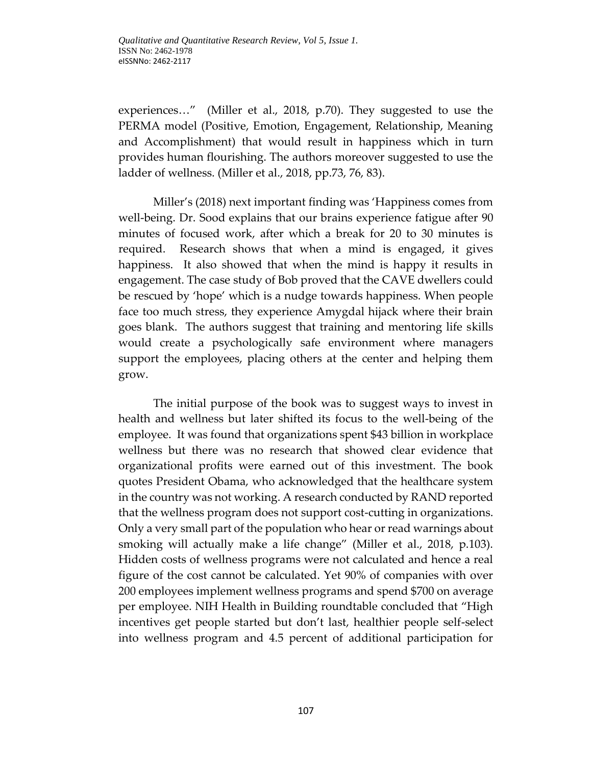experiences…" (Miller et al., 2018, p.70). They suggested to use the PERMA model (Positive, Emotion, Engagement, Relationship, Meaning and Accomplishment) that would result in happiness which in turn provides human flourishing. The authors moreover suggested to use the ladder of wellness. (Miller et al., 2018, pp.73, 76, 83).

Miller's (2018) next important finding was 'Happiness comes from well-being. Dr. Sood explains that our brains experience fatigue after 90 minutes of focused work, after which a break for 20 to 30 minutes is required. Research shows that when a mind is engaged, it gives happiness. It also showed that when the mind is happy it results in engagement. The case study of Bob proved that the CAVE dwellers could be rescued by 'hope' which is a nudge towards happiness. When people face too much stress, they experience Amygdal hijack where their brain goes blank. The authors suggest that training and mentoring life skills would create a psychologically safe environment where managers support the employees, placing others at the center and helping them grow.

The initial purpose of the book was to suggest ways to invest in health and wellness but later shifted its focus to the well-being of the employee. It was found that organizations spent $43 billion in workplace wellness but there was no research that showed clear evidence that organizational profits were earned out of this investment. The book quotes President Obama, who acknowledged that the healthcare system in the country was not working. A research conducted by RAND reported that the wellness program does not support cost-cutting in organizations. Only a very small part of the population who hear or read warnings about smoking will actually make a life change" (Miller et al., 2018, p.103). Hidden costs of wellness programs were not calculated and hence a real figure of the cost cannot be calculated. Yet 90% of companies with over 200 employees implement wellness programs and spend $700 on average per employee. NIH Health in Building roundtable concluded that "High incentives get people started but don't last, healthier people self-select into wellness program and 4.5 percent of additional participation for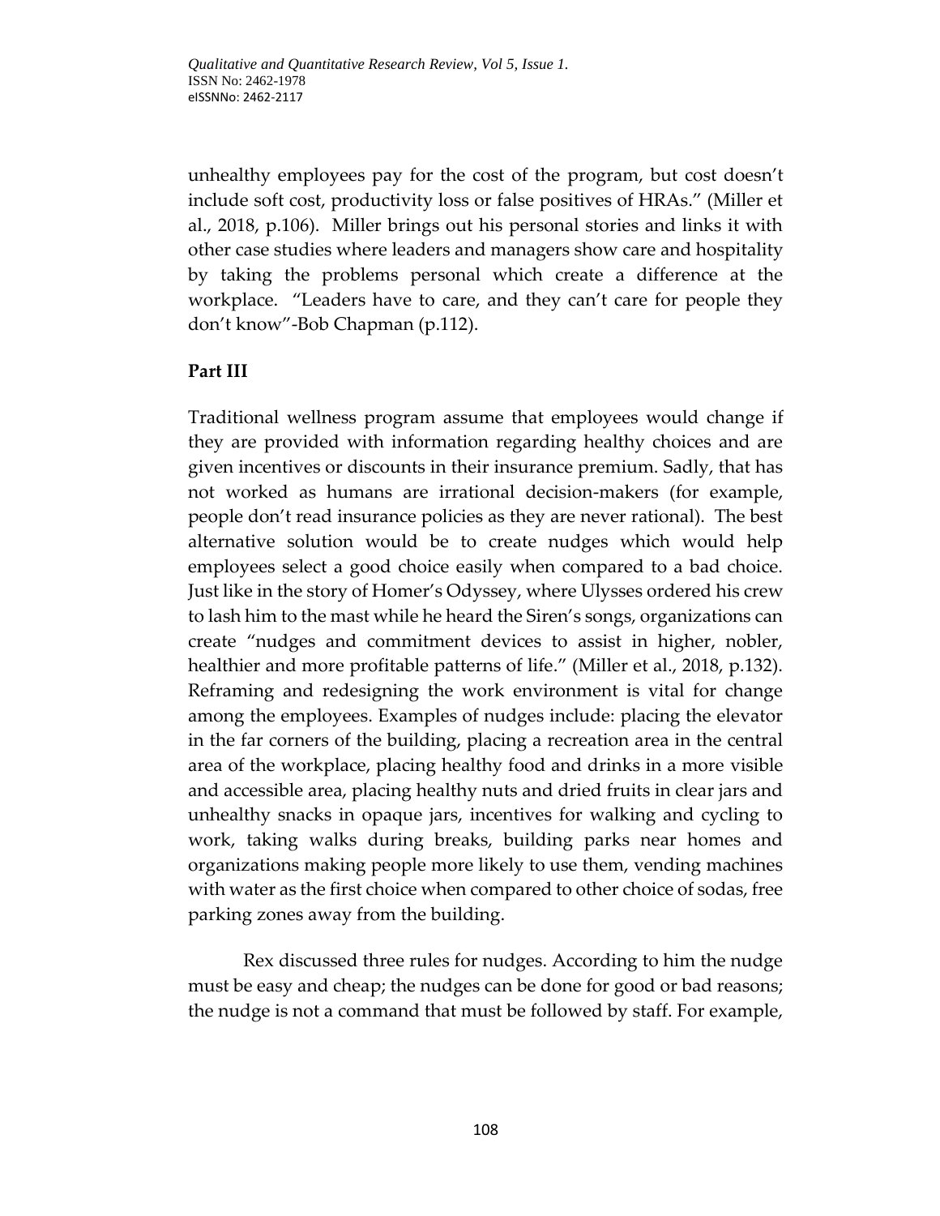unhealthy employees pay for the cost of the program, but cost doesn't include soft cost, productivity loss or false positives of HRAs." (Miller et al., 2018, p.106). Miller brings out his personal stories and links it with other case studies where leaders and managers show care and hospitality by taking the problems personal which create a difference at the workplace. "Leaders have to care, and they can't care for people they don't know"-Bob Chapman (p.112).

## Part III

Traditional wellness program assume that employees would change if they are provided with information regarding healthy choices and are given incentives or discounts in their insurance premium. Sadly, that has not worked as humans are irrational decision-makers (for example, people don't read insurance policies as they are never rational). The best alternative solution would be to create nudges which would help employees select a good choice easily when compared to a bad choice. Just like in the story of Homer's Odyssey, where Ulysses ordered his crew to lash him to the mast while he heard the Siren's songs, organizations can create "nudges and commitment devices to assist in higher, nobler, healthier and more profitable patterns of life." (Miller et al., 2018, p.132). Reframing and redesigning the work environment is vital for change among the employees. Examples of nudges include: placing the elevator in the far corners of the building, placing a recreation area in the central area of the workplace, placing healthy food and drinks in a more visible and accessible area, placing healthy nuts and dried fruits in clear jars and unhealthy snacks in opaque jars, incentives for walking and cycling to work, taking walks during breaks, building parks near homes and organizations making people more likely to use them, vending machines with water as the first choice when compared to other choice of sodas, free parking zones away from the building.

Rex discussed three rules for nudges. According to him the nudge must be easy and cheap; the nudges can be done for good or bad reasons; the nudge is not a command that must be followed by staff. For example,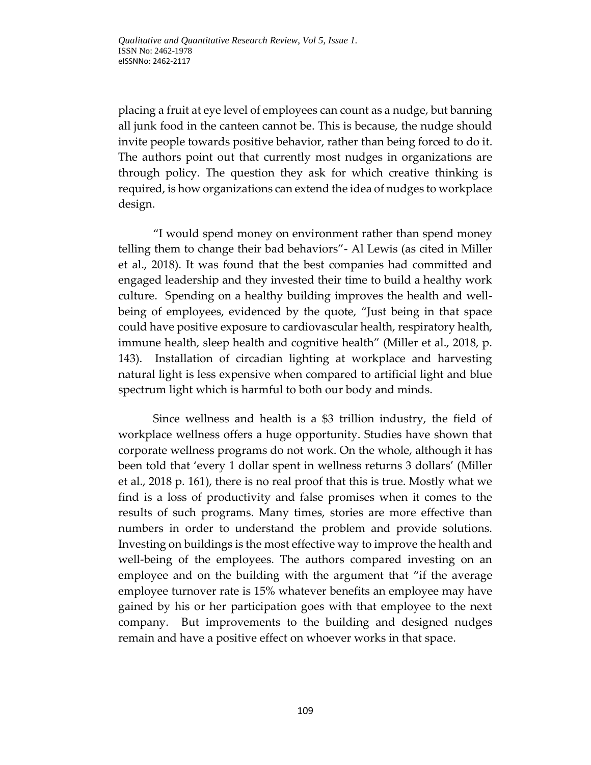placing a fruit at eye level of employees can count as a nudge, but banning all junk food in the canteen cannot be. This is because, the nudge should invite people towards positive behavior, rather than being forced to do it. The authors point out that currently most nudges in organizations are through policy. The question they ask for which creative thinking is required, is how organizations can extend the idea of nudges to workplace design.

"I would spend money on environment rather than spend money telling them to change their bad behaviors"- Al Lewis (as cited in Miller et al., 2018). It was found that the best companies had committed and engaged leadership and they invested their time to build a healthy work culture. Spending on a healthy building improves the health and well-being of employees, evidenced by the quote, "Just being in that space could have positive exposure to cardiovascular health, respiratory health, immune health, sleep health and cognitive health" (Miller et al., 2018, p. 143). Installation of circadian lighting at workplace and harvesting natural light is less expensive when compared to artificial light and blue spectrum light which is harmful to both our body and minds.

Since wellness and health is a $3 trillion industry, the field of workplace wellness offers a huge opportunity. Studies have shown that corporate wellness programs do not work. On the whole, although it has been told that 'every 1 dollar spent in wellness returns 3 dollars' (Miller et al., 2018 p. 161), there is no real proof that this is true. Mostly what we find is a loss of productivity and false promises when it comes to the results of such programs. Many times, stories are more effective than numbers in order to understand the problem and provide solutions. Investing on buildings is the most effective way to improve the health and well-being of the employees. The authors compared investing on an employee and on the building with the argument that "if the average employee turnover rate is 15% whatever benefits an employee may have gained by his or her participation goes with that employee to the next company. But improvements to the building and designed nudges remain and have a positive effect on whoever works in that space.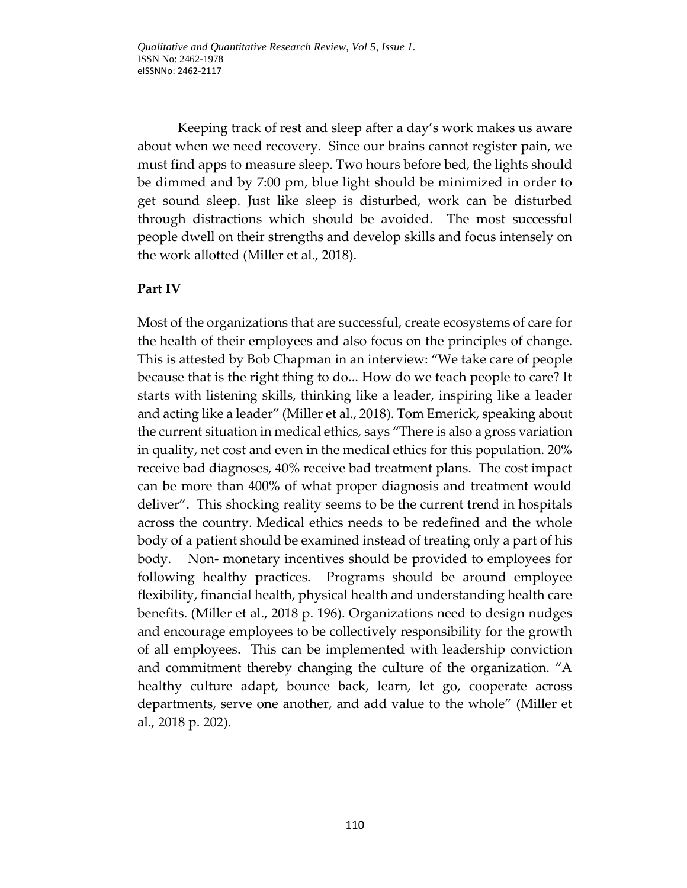Keeping track of rest and sleep after a day's work makes us aware about when we need recovery. Since our brains cannot register pain, we must find apps to measure sleep. Two hours before bed, the lights should be dimmed and by 7:00 pm, blue light should be minimized in order to get sound sleep. Just like sleep is disturbed, work can be disturbed through distractions which should be avoided. The most successful people dwell on their strengths and develop skills and focus intensely on the work allotted (Miller et al., 2018).

**Part IV**

Most of the organizations that are successful, create ecosystems of care for the health of their employees and also focus on the principles of change. This is attested by Bob Chapman in an interview: "We take care of people because that is the right thing to do... How do we teach people to care? It starts with listening skills, thinking like a leader, inspiring like a leader and acting like a leader" (Miller et al., 2018). Tom Emerick, speaking about the current situation in medical ethics, says "There is also a gross variation in quality, net cost and even in the medical ethics for this population. 20% receive bad diagnoses, 40% receive bad treatment plans. The cost impact can be more than 400% of what proper diagnosis and treatment would deliver". This shocking reality seems to be the current trend in hospitals across the country. Medical ethics needs to be redefined and the whole body of a patient should be examined instead of treating only a part of his body. Non- monetary incentives should be provided to employees for following healthy practices. Programs should be around employee flexibility, financial health, physical health and understanding health care benefits. (Miller et al., 2018 p. 196). Organizations need to design nudges and encourage employees to be collectively responsibility for the growth of all employees. This can be implemented with leadership conviction and commitment thereby changing the culture of the organization. "A healthy culture adapt, bounce back, learn, let go, cooperate across departments, serve one another, and add value to the whole" (Miller et al., 2018 p. 202).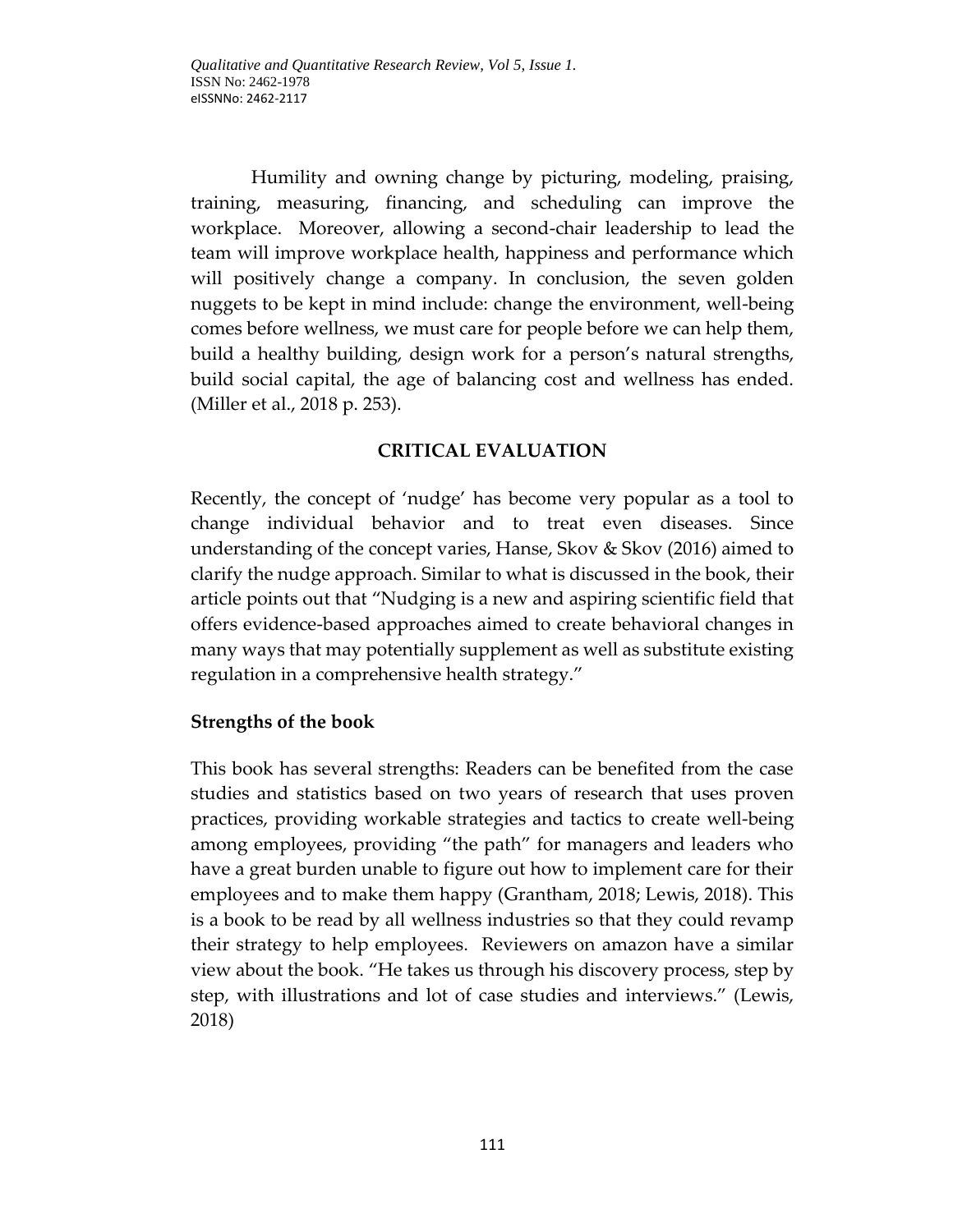Humility and owning change by picturing, modeling, praising, training, measuring, financing, and scheduling can improve the workplace. Moreover, allowing a second-chair leadership to lead the team will improve workplace health, happiness and performance which will positively change a company. In conclusion, the seven golden nuggets to be kept in mind include: change the environment, well-being comes before wellness, we must care for people before we can help them, build a healthy building, design work for a person's natural strengths, build social capital, the age of balancing cost and wellness has ended. (Miller et al., 2018 p. 253).

## CRITICAL EVALUATION

Recently, the concept of 'nudge' has become very popular as a tool to change individual behavior and to treat even diseases. Since understanding of the concept varies, Hanse, Skov & Skov (2016) aimed to clarify the nudge approach. Similar to what is discussed in the book, their article points out that "Nudging is a new and aspiring scientific field that offers evidence-based approaches aimed to create behavioral changes in many ways that may potentially supplement as well as substitute existing regulation in a comprehensive health strategy."

### Strengths of the book

This book has several strengths: Readers can be benefited from the case studies and statistics based on two years of research that uses proven practices, providing workable strategies and tactics to create well-being among employees, providing "the path" for managers and leaders who have a great burden unable to figure out how to implement care for their employees and to make them happy (Grantham, 2018; Lewis, 2018). This is a book to be read by all wellness industries so that they could revamp their strategy to help employees. Reviewers on amazon have a similar view about the book. "He takes us through his discovery process, step by step, with illustrations and lot of case studies and interviews." (Lewis, 2018)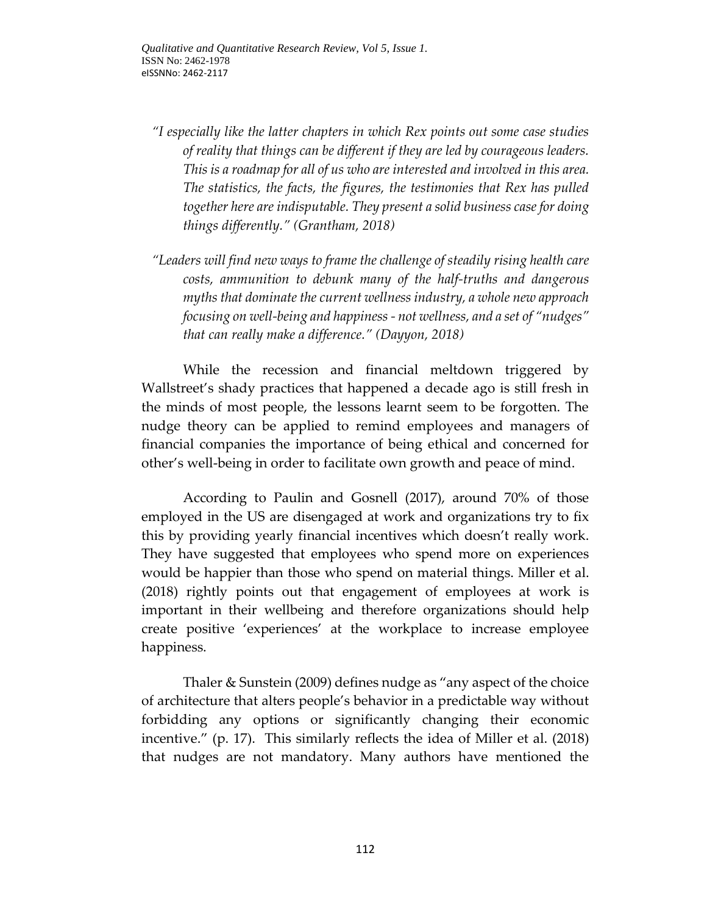> *"I especially like the latter chapters in which Rex points out some case studies of reality that things can be different if they are led by courageous leaders. This is a roadmap for all of us who are interested and involved in this area. The statistics, the facts, the figures, the testimonies that Rex has pulled together here are indisputable. They present a solid business case for doing things differently." (Grantham, 2018)*

> *"Leaders will find new ways to frame the challenge of steadily rising health care costs, ammunition to debunk many of the half-truths and dangerous myths that dominate the current wellness industry, a whole new approach focusing on well-being and happiness - not wellness, and a set of "nudges" that can really make a difference." (Dayyon, 2018)*

While the recession and financial meltdown triggered by Wallstreet's shady practices that happened a decade ago is still fresh in the minds of most people, the lessons learnt seem to be forgotten. The nudge theory can be applied to remind employees and managers of financial companies the importance of being ethical and concerned for other's well-being in order to facilitate own growth and peace of mind.

According to Paulin and Gosnell (2017), around 70% of those employed in the US are disengaged at work and organizations try to fix this by providing yearly financial incentives which doesn't really work. They have suggested that employees who spend more on experiences would be happier than those who spend on material things. Miller et al. (2018) rightly points out that engagement of employees at work is important in their wellbeing and therefore organizations should help create positive 'experiences' at the workplace to increase employee happiness.

Thaler & Sunstein (2009) defines nudge as "any aspect of the choice of architecture that alters people's behavior in a predictable way without forbidding any options or significantly changing their economic incentive." (p. 17). This similarly reflects the idea of Miller et al. (2018) that nudges are not mandatory. Many authors have mentioned the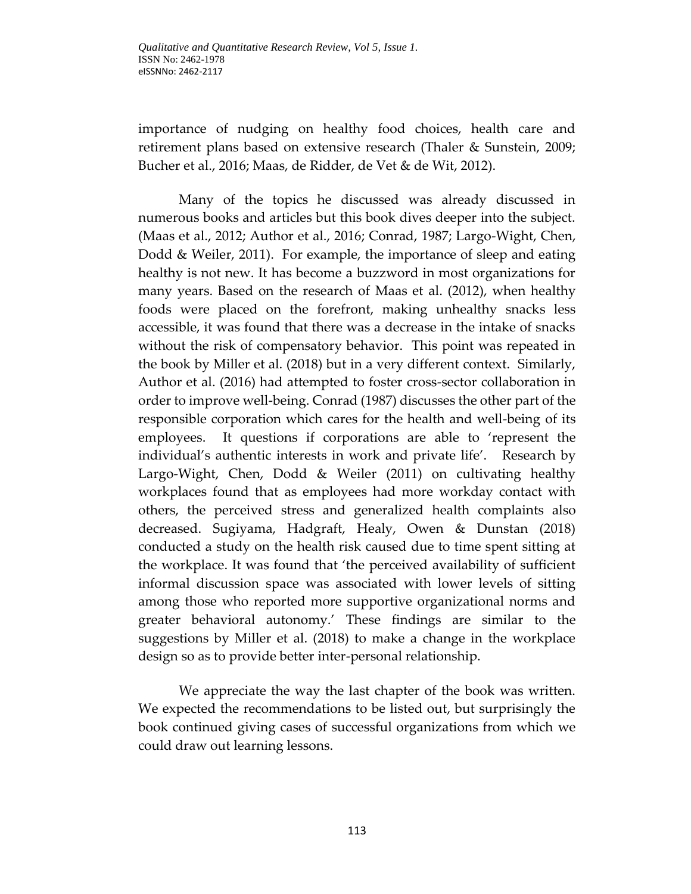importance of nudging on healthy food choices, health care and retirement plans based on extensive research (Thaler & Sunstein, 2009; Bucher et al., 2016; Maas, de Ridder, de Vet & de Wit, 2012).

Many of the topics he discussed was already discussed in numerous books and articles but this book dives deeper into the subject. (Maas et al., 2012; Author et al., 2016; Conrad, 1987; Largo-Wight, Chen, Dodd & Weiler, 2011). For example, the importance of sleep and eating healthy is not new. It has become a buzzword in most organizations for many years. Based on the research of Maas et al. (2012), when healthy foods were placed on the forefront, making unhealthy snacks less accessible, it was found that there was a decrease in the intake of snacks without the risk of compensatory behavior. This point was repeated in the book by Miller et al. (2018) but in a very different context. Similarly, Author et al. (2016) had attempted to foster cross-sector collaboration in order to improve well-being. Conrad (1987) discusses the other part of the responsible corporation which cares for the health and well-being of its employees. It questions if corporations are able to 'represent the individual's authentic interests in work and private life'. Research by Largo-Wight, Chen, Dodd & Weiler (2011) on cultivating healthy workplaces found that as employees had more workday contact with others, the perceived stress and generalized health complaints also decreased. Sugiyama, Hadgraft, Healy, Owen & Dunstan (2018) conducted a study on the health risk caused due to time spent sitting at the workplace. It was found that 'the perceived availability of sufficient informal discussion space was associated with lower levels of sitting among those who reported more supportive organizational norms and greater behavioral autonomy.' These findings are similar to the suggestions by Miller et al. (2018) to make a change in the workplace design so as to provide better inter-personal relationship.

We appreciate the way the last chapter of the book was written. We expected the recommendations to be listed out, but surprisingly the book continued giving cases of successful organizations from which we could draw out learning lessons.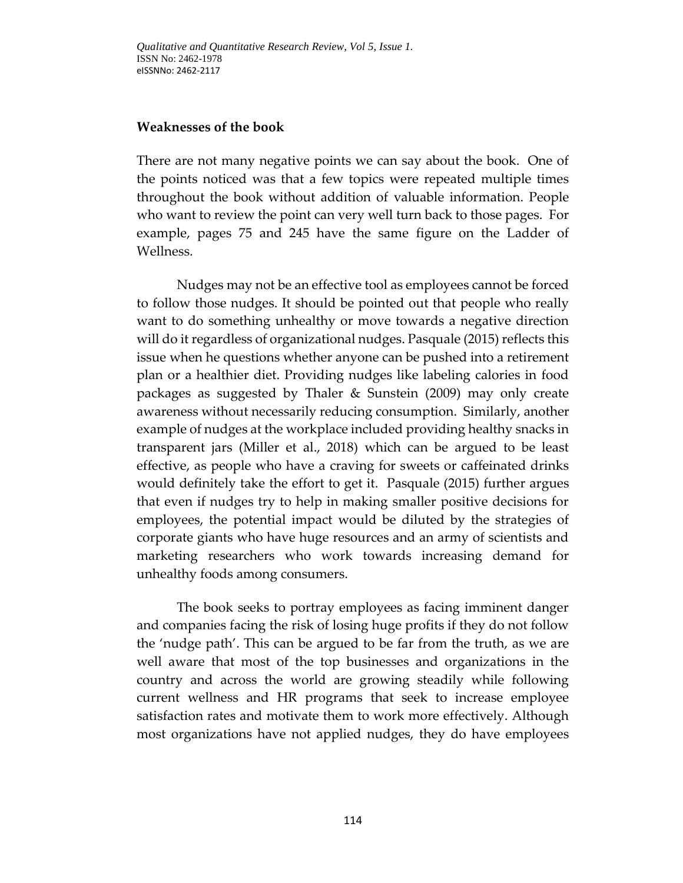**Weaknesses of the book**

There are not many negative points we can say about the book. One of the points noticed was that a few topics were repeated multiple times throughout the book without addition of valuable information. People who want to review the point can very well turn back to those pages. For example, pages 75 and 245 have the same figure on the Ladder of Wellness.

Nudges may not be an effective tool as employees cannot be forced to follow those nudges. It should be pointed out that people who really want to do something unhealthy or move towards a negative direction will do it regardless of organizational nudges. Pasquale (2015) reflects this issue when he questions whether anyone can be pushed into a retirement plan or a healthier diet. Providing nudges like labeling calories in food packages as suggested by Thaler & Sunstein (2009) may only create awareness without necessarily reducing consumption. Similarly, another example of nudges at the workplace included providing healthy snacks in transparent jars (Miller et al., 2018) which can be argued to be least effective, as people who have a craving for sweets or caffeinated drinks would definitely take the effort to get it. Pasquale (2015) further argues that even if nudges try to help in making smaller positive decisions for employees, the potential impact would be diluted by the strategies of corporate giants who have huge resources and an army of scientists and marketing researchers who work towards increasing demand for unhealthy foods among consumers.

The book seeks to portray employees as facing imminent danger and companies facing the risk of losing huge profits if they do not follow the 'nudge path'. This can be argued to be far from the truth, as we are well aware that most of the top businesses and organizations in the country and across the world are growing steadily while following current wellness and HR programs that seek to increase employee satisfaction rates and motivate them to work more effectively. Although most organizations have not applied nudges, they do have employees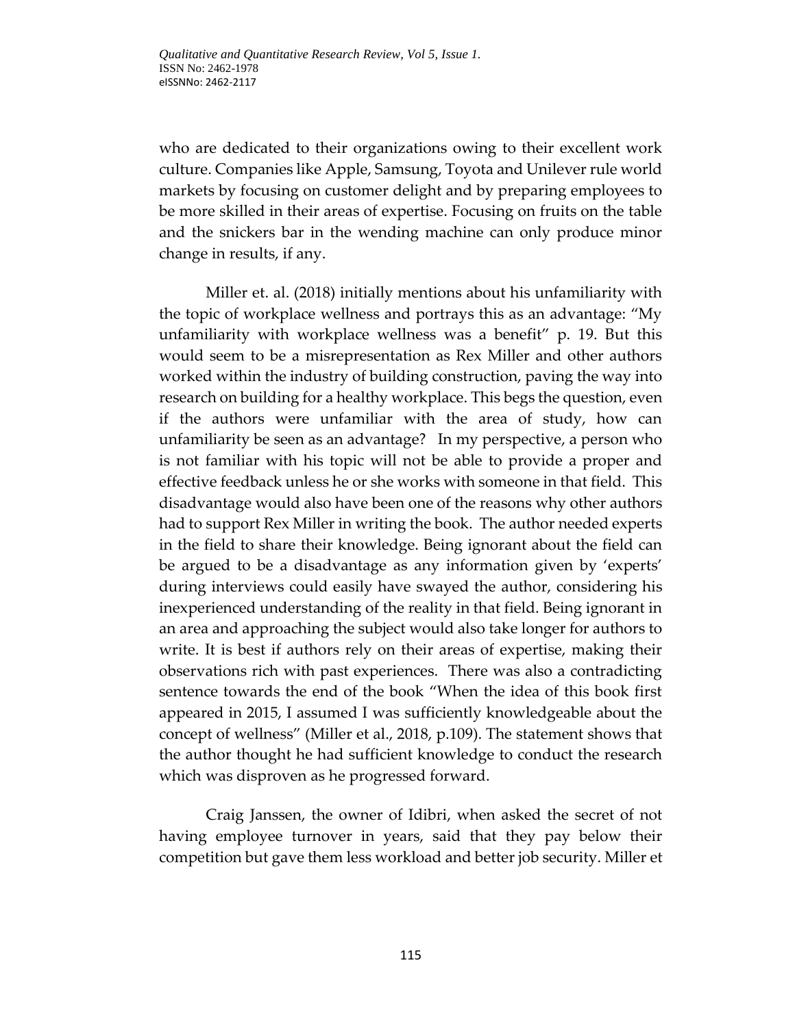who are dedicated to their organizations owing to their excellent work culture. Companies like Apple, Samsung, Toyota and Unilever rule world markets by focusing on customer delight and by preparing employees to be more skilled in their areas of expertise. Focusing on fruits on the table and the snickers bar in the wending machine can only produce minor change in results, if any.

Miller et. al. (2018) initially mentions about his unfamiliarity with the topic of workplace wellness and portrays this as an advantage: "My unfamiliarity with workplace wellness was a benefit" p. 19. But this would seem to be a misrepresentation as Rex Miller and other authors worked within the industry of building construction, paving the way into research on building for a healthy workplace. This begs the question, even if the authors were unfamiliar with the area of study, how can unfamiliarity be seen as an advantage? In my perspective, a person who is not familiar with his topic will not be able to provide a proper and effective feedback unless he or she works with someone in that field. This disadvantage would also have been one of the reasons why other authors had to support Rex Miller in writing the book. The author needed experts in the field to share their knowledge. Being ignorant about the field can be argued to be a disadvantage as any information given by 'experts' during interviews could easily have swayed the author, considering his inexperienced understanding of the reality in that field. Being ignorant in an area and approaching the subject would also take longer for authors to write. It is best if authors rely on their areas of expertise, making their observations rich with past experiences. There was also a contradicting sentence towards the end of the book "When the idea of this book first appeared in 2015, I assumed I was sufficiently knowledgeable about the concept of wellness" (Miller et al., 2018, p.109). The statement shows that the author thought he had sufficient knowledge to conduct the research which was disproven as he progressed forward.

Craig Janssen, the owner of Idibri, when asked the secret of not having employee turnover in years, said that they pay below their competition but gave them less workload and better job security. Miller et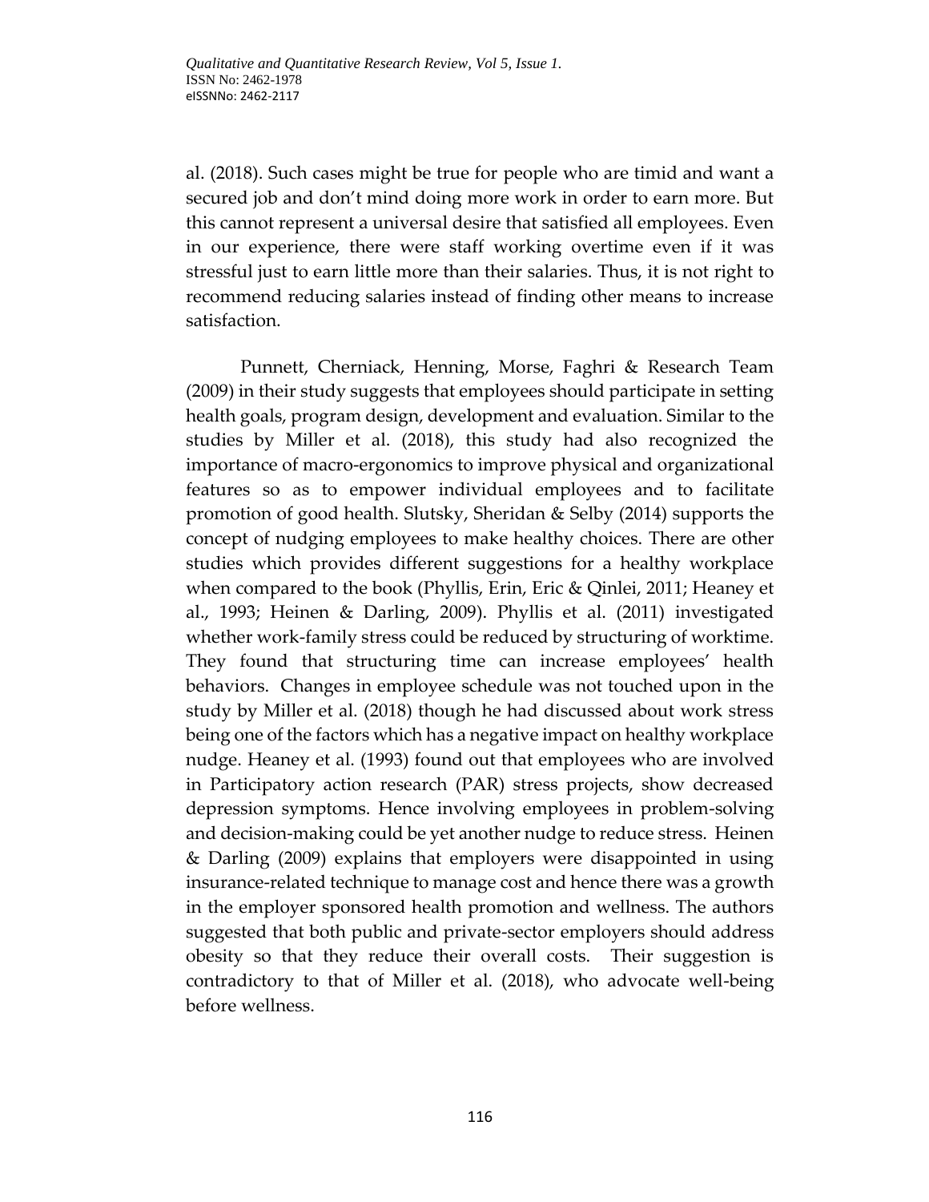al. (2018). Such cases might be true for people who are timid and want a secured job and don't mind doing more work in order to earn more. But this cannot represent a universal desire that satisfied all employees. Even in our experience, there were staff working overtime even if it was stressful just to earn little more than their salaries. Thus, it is not right to recommend reducing salaries instead of finding other means to increase satisfaction.

Punnett, Cherniack, Henning, Morse, Faghri & Research Team (2009) in their study suggests that employees should participate in setting health goals, program design, development and evaluation. Similar to the studies by Miller et al. (2018), this study had also recognized the importance of macro-ergonomics to improve physical and organizational features so as to empower individual employees and to facilitate promotion of good health. Slutsky, Sheridan & Selby (2014) supports the concept of nudging employees to make healthy choices. There are other studies which provides different suggestions for a healthy workplace when compared to the book (Phyllis, Erin, Eric & Qinlei, 2011; Heaney et al., 1993; Heinen & Darling, 2009). Phyllis et al. (2011) investigated whether work-family stress could be reduced by structuring of worktime. They found that structuring time can increase employees' health behaviors. Changes in employee schedule was not touched upon in the study by Miller et al. (2018) though he had discussed about work stress being one of the factors which has a negative impact on healthy workplace nudge. Heaney et al. (1993) found out that employees who are involved in Participatory action research (PAR) stress projects, show decreased depression symptoms. Hence involving employees in problem-solving and decision-making could be yet another nudge to reduce stress. Heinen & Darling (2009) explains that employers were disappointed in using insurance-related technique to manage cost and hence there was a growth in the employer sponsored health promotion and wellness. The authors suggested that both public and private-sector employers should address obesity so that they reduce their overall costs. Their suggestion is contradictory to that of Miller et al. (2018), who advocate well-being before wellness.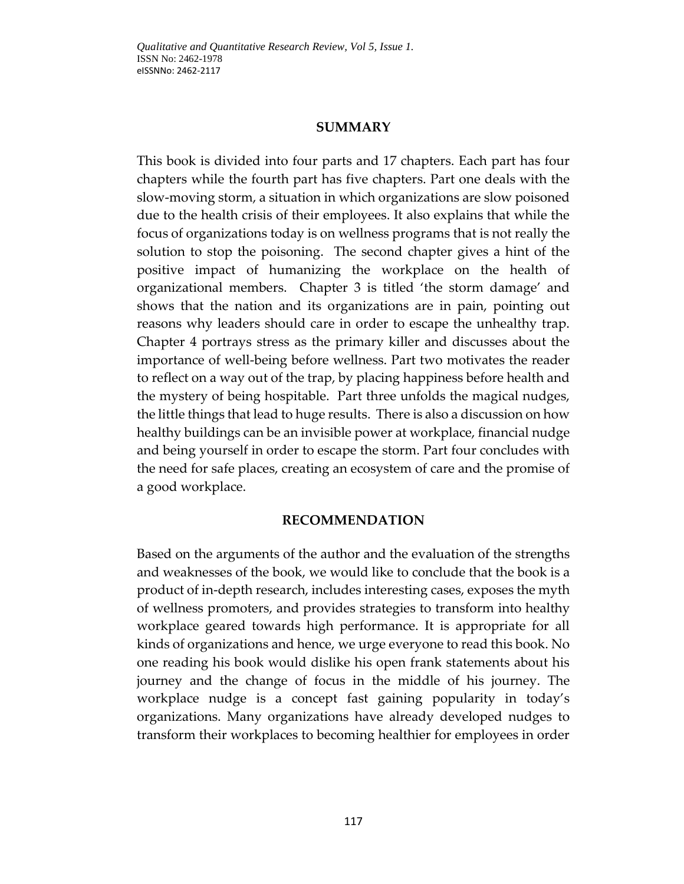## SUMMARY

This book is divided into four parts and 17 chapters. Each part has four chapters while the fourth part has five chapters. Part one deals with the slow-moving storm, a situation in which organizations are slow poisoned due to the health crisis of their employees. It also explains that while the focus of organizations today is on wellness programs that is not really the solution to stop the poisoning. The second chapter gives a hint of the positive impact of humanizing the workplace on the health of organizational members. Chapter 3 is titled 'the storm damage' and shows that the nation and its organizations are in pain, pointing out reasons why leaders should care in order to escape the unhealthy trap. Chapter 4 portrays stress as the primary killer and discusses about the importance of well-being before wellness. Part two motivates the reader to reflect on a way out of the trap, by placing happiness before health and the mystery of being hospitable. Part three unfolds the magical nudges, the little things that lead to huge results. There is also a discussion on how healthy buildings can be an invisible power at workplace, financial nudge and being yourself in order to escape the storm. Part four concludes with the need for safe places, creating an ecosystem of care and the promise of a good workplace.

## RECOMMENDATION

Based on the arguments of the author and the evaluation of the strengths and weaknesses of the book, we would like to conclude that the book is a product of in-depth research, includes interesting cases, exposes the myth of wellness promoters, and provides strategies to transform into healthy workplace geared towards high performance. It is appropriate for all kinds of organizations and hence, we urge everyone to read this book. No one reading his book would dislike his open frank statements about his journey and the change of focus in the middle of his journey. The workplace nudge is a concept fast gaining popularity in today's organizations. Many organizations have already developed nudges to transform their workplaces to becoming healthier for employees in order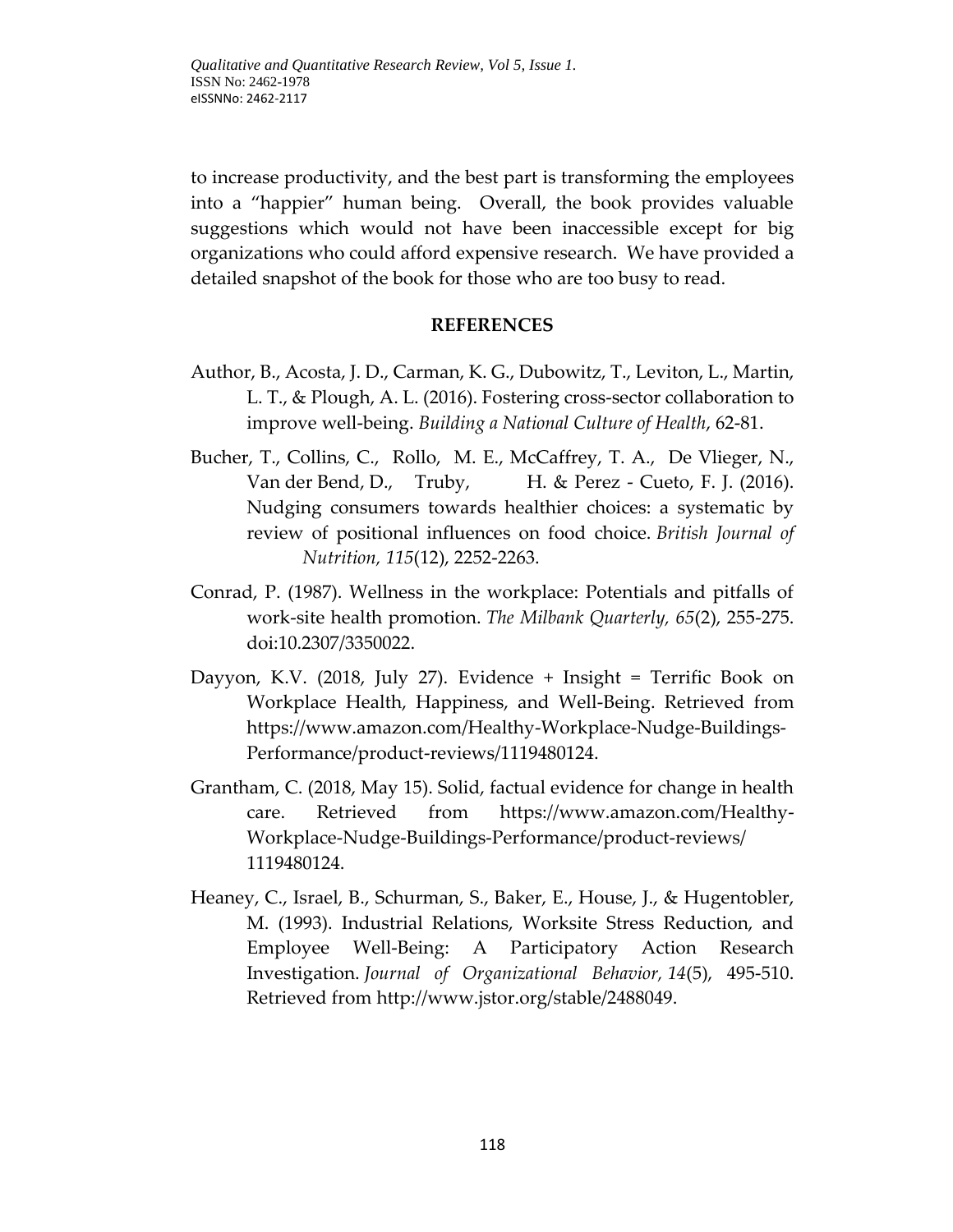to increase productivity, and the best part is transforming the employees into a "happier" human being. Overall, the book provides valuable suggestions which would not have been inaccessible except for big organizations who could afford expensive research. We have provided a detailed snapshot of the book for those who are too busy to read.

## REFERENCES

Author, B., Acosta, J. D., Carman, K. G., Dubowitz, T., Leviton, L., Martin, L. T., & Plough, A. L. (2016). Fostering cross-sector collaboration to improve well-being. *Building a National Culture of Health*, 62-81.

Bucher, T., Collins, C., Rollo, M. E., McCaffrey, T. A., De Vlieger, N., Van der Bend, D., Truby, H. & Perez - Cueto, F. J. (2016). Nudging consumers towards healthier choices: a systematic by review of positional influences on food choice. *British Journal of Nutrition, 115*(12), 2252-2263.

Conrad, P. (1987). Wellness in the workplace: Potentials and pitfalls of work-site health promotion. *The Milbank Quarterly, 65*(2), 255-275. doi:10.2307/3350022.

Dayyon, K.V. (2018, July 27). Evidence + Insight = Terrific Book on Workplace Health, Happiness, and Well-Being. Retrieved from https://www.amazon.com/Healthy-Workplace-Nudge-Buildings-Performance/product-reviews/1119480124.

Grantham, C. (2018, May 15). Solid, factual evidence for change in health care. Retrieved from https://www.amazon.com/Healthy-Workplace-Nudge-Buildings-Performance/product-reviews/1119480124.

Heaney, C., Israel, B., Schurman, S., Baker, E., House, J., & Hugentobler, M. (1993). Industrial Relations, Worksite Stress Reduction, and Employee Well-Being: A Participatory Action Research Investigation. *Journal of Organizational Behavior, 14*(5), 495-510. Retrieved from http://www.jstor.org/stable/2488049.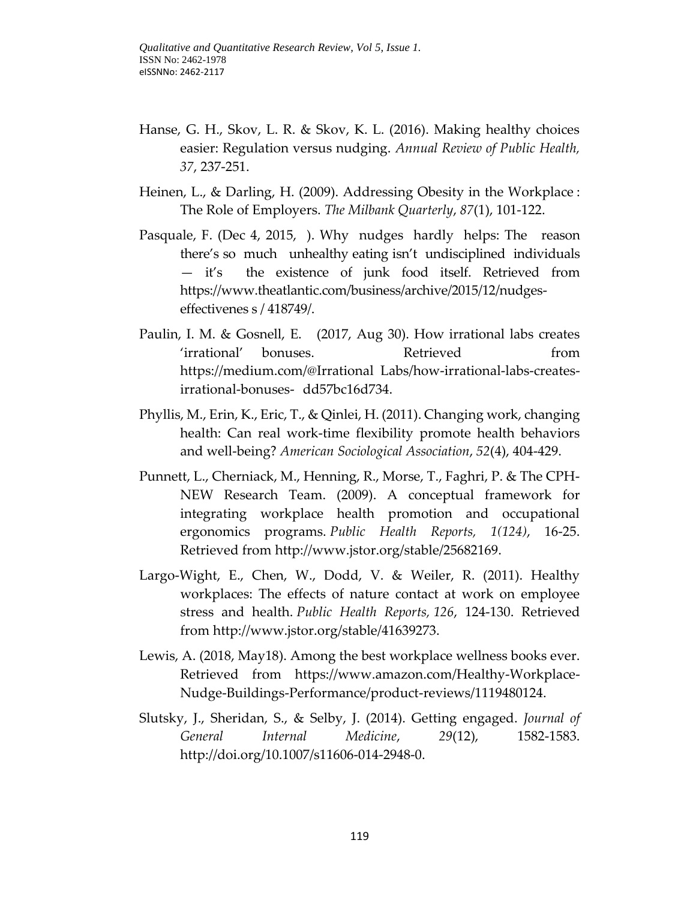Hanse, G. H., Skov, L. R. & Skov, K. L. (2016). Making healthy choices easier: Regulation versus nudging. *Annual Review of Public Health, 37*, 237-251.

Heinen, L., & Darling, H. (2009). Addressing Obesity in the Workplace : The Role of Employers. *The Milbank Quarterly*, *87*(1), 101-122.

Pasquale, F. (Dec 4, 2015, ). Why nudges hardly helps: The reason there's so much unhealthy eating isn't undisciplined individuals — it's the existence of junk food itself. Retrieved from https://www.theatlantic.com/business/archive/2015/12/nudges-effectivenes s / 418749/.

Paulin, I. M. & Gosnell, E. (2017, Aug 30). How irrational labs creates 'irrational' bonuses. Retrieved from https://medium.com/@Irrational Labs/how-irrational-labs-creates-irrational-bonuses- dd57bc16d734.

Phyllis, M., Erin, K., Eric, T., & Qinlei, H. (2011). Changing work, changing health: Can real work-time flexibility promote health behaviors and well-being? *American Sociological Association*, *52*(4), 404-429.

Punnett, L., Cherniack, M., Henning, R., Morse, T., Faghri, P. & The CPH-NEW Research Team. (2009). A conceptual framework for integrating workplace health promotion and occupational ergonomics programs. *Public Health Reports, 1(124)*, 16-25. Retrieved from http://www.jstor.org/stable/25682169.

Largo-Wight, E., Chen, W., Dodd, V. & Weiler, R. (2011). Healthy workplaces: The effects of nature contact at work on employee stress and health. *Public Health Reports, 126*, 124-130. Retrieved from http://www.jstor.org/stable/41639273.

Lewis, A. (2018, May18). Among the best workplace wellness books ever. Retrieved from https://www.amazon.com/Healthy-Workplace-Nudge-Buildings-Performance/product-reviews/1119480124.

Slutsky, J., Sheridan, S., & Selby, J. (2014). Getting engaged. *Journal of General Internal Medicine*, *29*(12), 1582-1583. http://doi.org/10.1007/s11606-014-2948-0.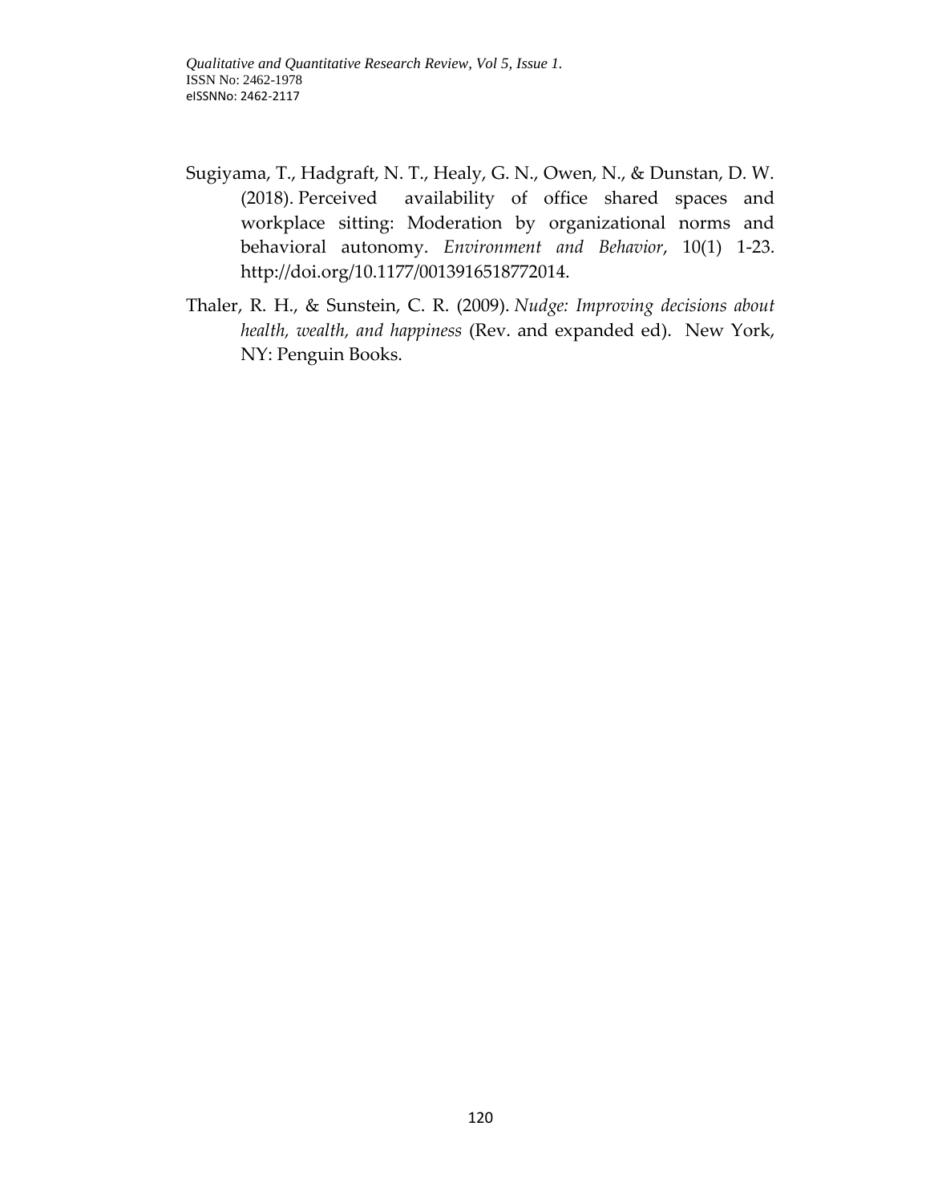Sugiyama, T., Hadgraft, N. T., Healy, G. N., Owen, N., & Dunstan, D. W. (2018). Perceived availability of office shared spaces and workplace sitting: Moderation by organizational norms and behavioral autonomy. *Environment and Behavior*, 10(1) 1-23. http://doi.org/10.1177/0013916518772014.

Thaler, R. H., & Sunstein, C. R. (2009). *Nudge: Improving decisions about health, wealth, and happiness* (Rev. and expanded ed). New York, NY: Penguin Books.